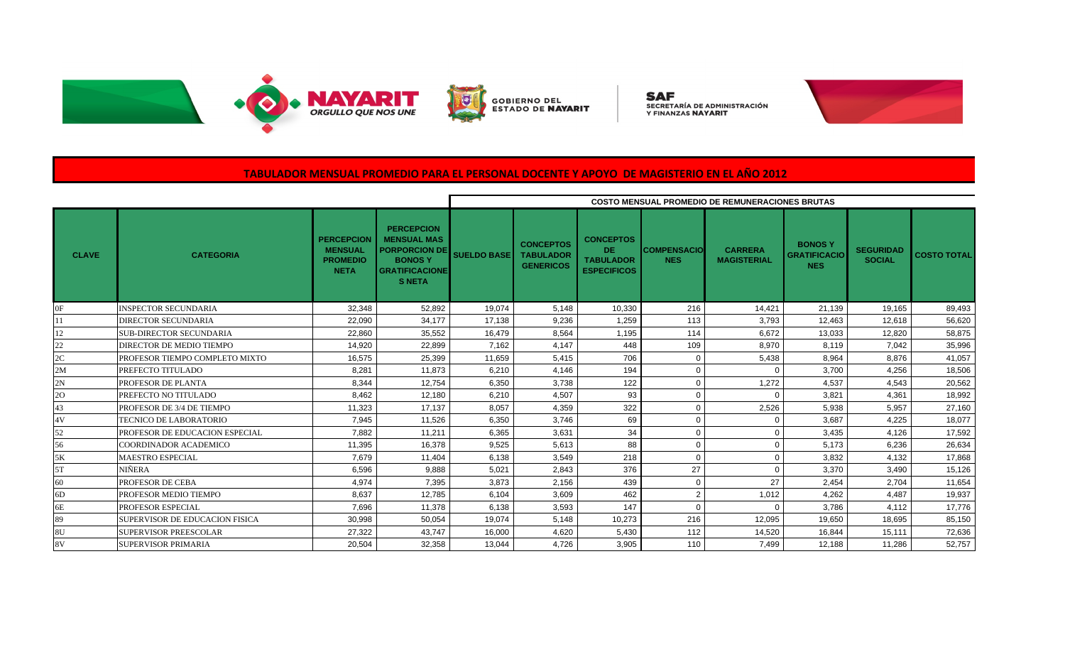NAYARIT ORGULLO QUE NOS UNE

GOBIERNO DEL ESTADO DE NAYARIT

SAF SECRETARÍA DE ADMINISTRACIÓN Y FINANZAS NAYARIT

# TABULADOR MENSUAL PROMEDIO PARA EL PERSONAL DOCENTE Y APOYO DE MAGISTERIO EN EL AÑO 2012

| | | | | COSTO MENSUAL PROMEDIO DE REMUNERACIONES BRUTAS | | | | | | | |
|---|---|---|---|---|---|---|---|---|---|---|---|
| **CLAVE** | **CATEGORIA** | **PERCEPCION MENSUAL PROMEDIO NETA** | **PERCEPCION MENSUAL MAS PORPORCION DE BONOS Y GRATIFICACIONES NETA** | **SUELDO BASE** | **CONCEPTOS TABULADOR GENERICOS** | **CONCEPTOS DE TABULADOR ESPECIFICOS** | **COMPENSACIONES** | **CARRERA MAGISTERIAL** | **BONOS Y GRATIFICACIONES** | **SEGURIDAD SOCIAL** | **COSTO TOTAL** |
| 0F | INSPECTOR SECUNDARIA | 32,348 | 52,892 | 19,074 | 5,148 | 10,330 | 216 | 14,421 | 21,139 | 19,165 | 89,493 |
| 11 | DIRECTOR SECUNDARIA | 22,090 | 34,177 | 17,138 | 9,236 | 1,259 | 113 | 3,793 | 12,463 | 12,618 | 56,620 |
| 12 | SUB-DIRECTOR SECUNDARIA | 22,860 | 35,552 | 16,479 | 8,564 | 1,195 | 114 | 6,672 | 13,033 | 12,820 | 58,875 |
| 22 | DIRECTOR DE MEDIO TIEMPO | 14,920 | 22,899 | 7,162 | 4,147 | 448 | 109 | 8,970 | 8,119 | 7,042 | 35,996 |
| 2C | PROFESOR TIEMPO COMPLETO MIXTO | 16,575 | 25,399 | 11,659 | 5,415 | 706 | 0 | 5,438 | 8,964 | 8,876 | 41,057 |
| 2M | PREFECTO TITULADO | 8,281 | 11,873 | 6,210 | 4,146 | 194 | 0 | 0 | 3,700 | 4,256 | 18,506 |
| 2N | PROFESOR DE PLANTA | 8,344 | 12,754 | 6,350 | 3,738 | 122 | 0 | 1,272 | 4,537 | 4,543 | 20,562 |
| 2O | PREFECTO NO TITULADO | 8,462 | 12,180 | 6,210 | 4,507 | 93 | 0 | 0 | 3,821 | 4,361 | 18,992 |
| 43 | PROFESOR DE 3/4 DE TIEMPO | 11,323 | 17,137 | 8,057 | 4,359 | 322 | 0 | 2,526 | 5,938 | 5,957 | 27,160 |
| 4V | TECNICO DE LABORATORIO | 7,945 | 11,526 | 6,350 | 3,746 | 69 | 0 | 0 | 3,687 | 4,225 | 18,077 |
| 52 | PROFESOR DE EDUCACION ESPECIAL | 7,882 | 11,211 | 6,365 | 3,631 | 34 | 0 | 0 | 3,435 | 4,126 | 17,592 |
| 56 | COORDINADOR ACADEMICO | 11,395 | 16,378 | 9,525 | 5,613 | 88 | 0 | 0 | 5,173 | 6,236 | 26,634 |
| 5K | MAESTRO ESPECIAL | 7,679 | 11,404 | 6,138 | 3,549 | 218 | 0 | 0 | 3,832 | 4,132 | 17,868 |
| 5T | NIÑERA | 6,596 | 9,888 | 5,021 | 2,843 | 376 | 27 | 0 | 3,370 | 3,490 | 15,126 |
| 60 | PROFESOR DE CEBA | 4,974 | 7,395 | 3,873 | 2,156 | 439 | 0 | 27 | 2,454 | 2,704 | 11,654 |
| 6D | PROFESOR MEDIO TIEMPO | 8,637 | 12,785 | 6,104 | 3,609 | 462 | 2 | 1,012 | 4,262 | 4,487 | 19,937 |
| 6E | PROFESOR ESPECIAL | 7,696 | 11,378 | 6,138 | 3,593 | 147 | 0 | 0 | 3,786 | 4,112 | 17,776 |
| 89 | SUPERVISOR DE EDUCACION FISICA | 30,998 | 50,054 | 19,074 | 5,148 | 10,273 | 216 | 12,095 | 19,650 | 18,695 | 85,150 |
| 8U | SUPERVISOR PREESCOLAR | 27,322 | 43,747 | 16,000 | 4,620 | 5,430 | 112 | 14,520 | 16,844 | 15,111 | 72,636 |
| 8V | SUPERVISOR PRIMARIA | 20,504 | 32,358 | 13,044 | 4,726 | 3,905 | 110 | 7,499 | 12,188 | 11,286 | 52,757 |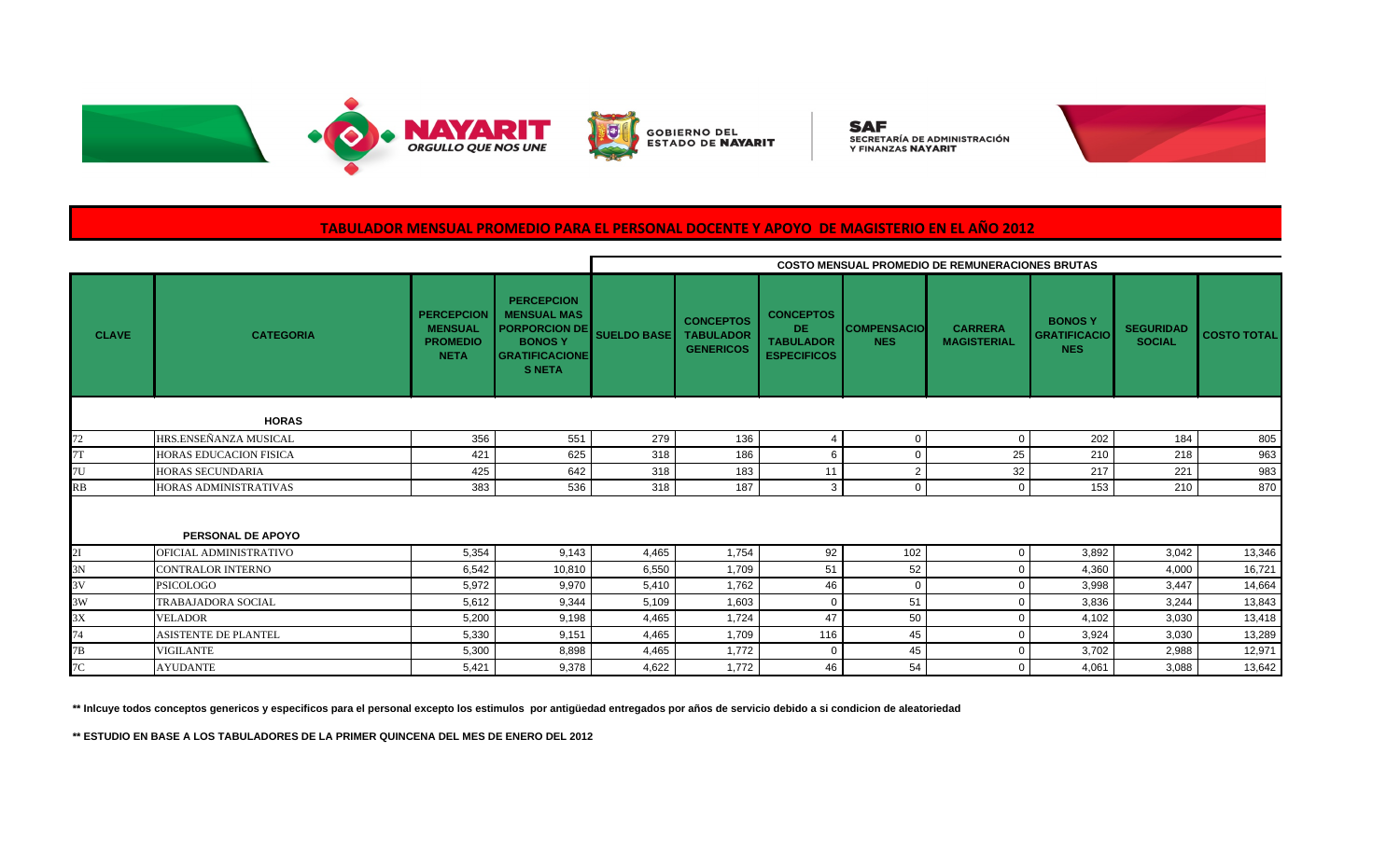## TABULADOR MENSUAL PROMEDIO PARA EL PERSONAL DOCENTE Y APOYO DE MAGISTERIO EN EL AÑO 2012

| CLAVE | CATEGORIA | PERCEPCION MENSUAL PROMEDIO NETA | PERCEPCION MENSUAL MAS PORPORCION DE BONOS Y GRATIFICACIONES NETA | COSTO MENSUAL PROMEDIO DE REMUNERACIONES BRUTAS | | | | | | | |
|---|---|---|---|---|---|---|---|---|---|---|---|
| | | | | SUELDO BASE | CONCEPTOS TABULADOR GENERICOS | CONCEPTOS DE TABULADOR ESPECIFICOS | COMPENSACIONES | CARRERA MAGISTERIAL | BONOS Y GRATIFICACIONES | SEGURIDAD SOCIAL | COSTO TOTAL |
| | **HORAS** | | | | | | | | | | |
| 72 | HRS.ENSEÑANZA MUSICAL | 356 | 551 | 279 | 136 | 4 | 0 | 0 | 202 | 184 | 805 |
| 7T | HORAS EDUCACION FISICA | 421 | 625 | 318 | 186 | 6 | 0 | 25 | 210 | 218 | 963 |
| 7U | HORAS SECUNDARIA | 425 | 642 | 318 | 183 | 11 | 2 | 32 | 217 | 221 | 983 |
| RB | HORAS ADMINISTRATIVAS | 383 | 536 | 318 | 187 | 3 | 0 | 0 | 153 | 210 | 870 |
| | **PERSONAL DE APOYO** | | | | | | | | | | |
| 2I | OFICIAL ADMINISTRATIVO | 5,354 | 9,143 | 4,465 | 1,754 | 92 | 102 | 0 | 3,892 | 3,042 | 13,346 |
| 3N | CONTRALOR INTERNO | 6,542 | 10,810 | 6,550 | 1,709 | 51 | 52 | 0 | 4,360 | 4,000 | 16,721 |
| 3V | PSICOLOGO | 5,972 | 9,970 | 5,410 | 1,762 | 46 | 0 | 0 | 3,998 | 3,447 | 14,664 |
| 3W | TRABAJADORA SOCIAL | 5,612 | 9,344 | 5,109 | 1,603 | 0 | 51 | 0 | 3,836 | 3,244 | 13,843 |
| 3X | VELADOR | 5,200 | 9,198 | 4,465 | 1,724 | 47 | 50 | 0 | 4,102 | 3,030 | 13,418 |
| 74 | ASISTENTE DE PLANTEL | 5,330 | 9,151 | 4,465 | 1,709 | 116 | 45 | 0 | 3,924 | 3,030 | 13,289 |
| 7B | VIGILANTE | 5,300 | 8,898 | 4,465 | 1,772 | 0 | 45 | 0 | 3,702 | 2,988 | 12,971 |
| 7C | AYUDANTE | 5,421 | 9,378 | 4,622 | 1,772 | 46 | 54 | 0 | 4,061 | 3,088 | 13,642 |

**\*\* Inlcuye todos conceptos genericos y especificos para el personal excepto los estimulos por antigüedad entregados por años de servicio debido a si condicion de aleatoriedad**

**\*\* ESTUDIO EN BASE A LOS TABULADORES DE LA PRIMER QUINCENA DEL MES DE ENERO DEL 2012**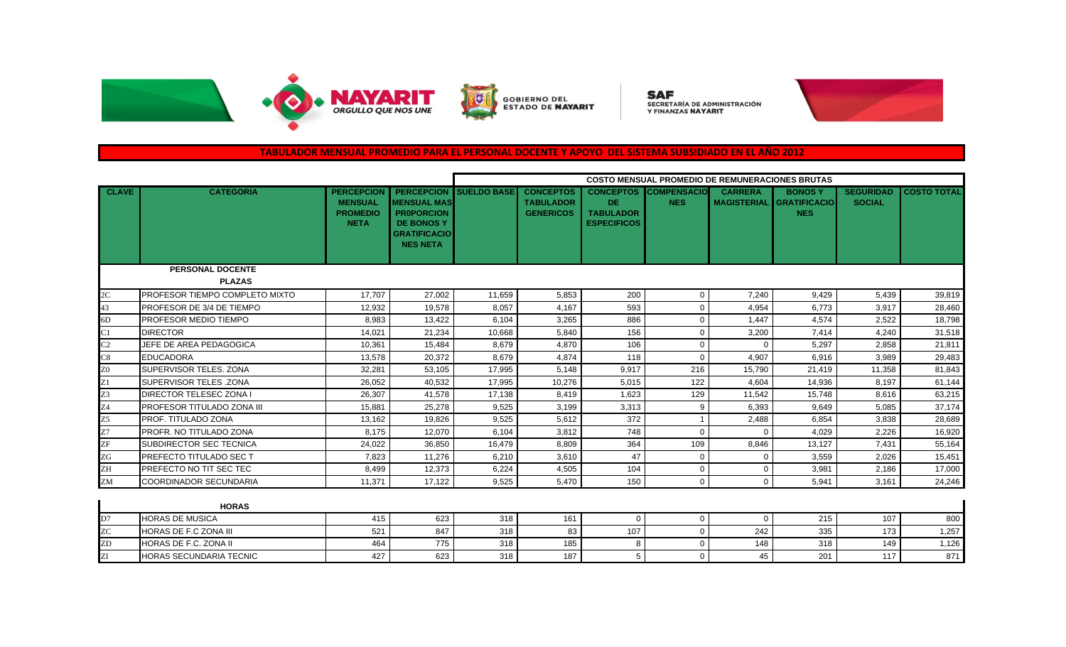## TABULADOR MENSUAL PROMEDIO PARA EL PERSONAL DOCENTE Y APOYO DEL SISTEMA SUBSIDIADO EN EL AÑO 2012

| | | | | COSTO MENSUAL PROMEDIO DE REMUNERACIONES BRUTAS | | | | | | | |
|---|---|---|---|---|---|---|---|---|---|---|---|
| **CLAVE** | **CATEGORIA** | **PERCEPCION MENSUAL PROMEDIO NETA** | **PERCEPCION MENSUAL MAS PROPORCION DE BONOS Y GRATIFICACIONES NETA** | **SUELDO BASE** | **CONCEPTOS TABULADOR GENERICOS** | **CONCEPTOS DE TABULADOR ESPECIFICOS** | **COMPENSACIONES** | **CARRERA MAGISTERIAL** | **BONOS Y GRATIFICACIONES** | **SEGURIDAD SOCIAL** | **COSTO TOTAL** |
| | **PERSONAL DOCENTE** | | | | | | | | | | |
| | **PLAZAS** | | | | | | | | | | |
| 2C | PROFESOR TIEMPO COMPLETO MIXTO | 17,707 | 27,002 | 11,659 | 5,853 | 200 | 0 | 7,240 | 9,429 | 5,439 | 39,819 |
| 43 | PROFESOR DE 3/4 DE TIEMPO | 12,932 | 19,578 | 8,057 | 4,167 | 593 | 0 | 4,954 | 6,773 | 3,917 | 28,460 |
| 6D | PROFESOR MEDIO TIEMPO | 8,983 | 13,422 | 6,104 | 3,265 | 886 | 0 | 1,447 | 4,574 | 2,522 | 18,798 |
| C1 | DIRECTOR | 14,021 | 21,234 | 10,668 | 5,840 | 156 | 0 | 3,200 | 7,414 | 4,240 | 31,518 |
| C2 | JEFE DE AREA PEDAGOGICA | 10,361 | 15,484 | 8,679 | 4,870 | 106 | 0 | 0 | 5,297 | 2,858 | 21,811 |
| C8 | EDUCADORA | 13,578 | 20,372 | 8,679 | 4,874 | 118 | 0 | 4,907 | 6,916 | 3,989 | 29,483 |
| Z0 | SUPERVISOR TELES. ZONA | 32,281 | 53,105 | 17,995 | 5,148 | 9,917 | 216 | 15,790 | 21,419 | 11,358 | 81,843 |
| Z1 | SUPERVISOR TELES .ZONA | 26,052 | 40,532 | 17,995 | 10,276 | 5,015 | 122 | 4,604 | 14,936 | 8,197 | 61,144 |
| Z3 | DIRECTOR TELESEC ZONA I | 26,307 | 41,578 | 17,138 | 8,419 | 1,623 | 129 | 11,542 | 15,748 | 8,616 | 63,215 |
| Z4 | PROFESOR TITULADO ZONA III | 15,881 | 25,278 | 9,525 | 3,199 | 3,313 | 9 | 6,393 | 9,649 | 5,085 | 37,174 |
| Z5 | PROF. TITULADO ZONA | 13,162 | 19,826 | 9,525 | 5,612 | 372 | 1 | 2,488 | 6,854 | 3,838 | 28,689 |
| Z7 | PROFR. NO TITULADO ZONA | 8,175 | 12,070 | 6,104 | 3,812 | 748 | 0 | 0 | 4,029 | 2,226 | 16,920 |
| ZF | SUBDIRECTOR SEC TECNICA | 24,022 | 36,850 | 16,479 | 8,809 | 364 | 109 | 8,846 | 13,127 | 7,431 | 55,164 |
| ZG | PREFECTO TITULADO SEC T | 7,823 | 11,276 | 6,210 | 3,610 | 47 | 0 | 0 | 3,559 | 2,026 | 15,451 |
| ZH | PREFECTO NO TIT SEC TEC | 8,499 | 12,373 | 6,224 | 4,505 | 104 | 0 | 0 | 3,981 | 2,186 | 17,000 |
| ZM | COORDINADOR SECUNDARIA | 11,371 | 17,122 | 9,525 | 5,470 | 150 | 0 | 0 | 5,941 | 3,161 | 24,246 |
| | **HORAS** | | | | | | | | | | |
| D7 | HORAS DE MUSICA | 415 | 623 | 318 | 161 | 0 | 0 | 0 | 215 | 107 | 800 |
| ZC | HORAS DE F.C ZONA III | 521 | 847 | 318 | 83 | 107 | 0 | 242 | 335 | 173 | 1,257 |
| ZD | HORAS DE F.C. ZONA II | 464 | 775 | 318 | 185 | 8 | 0 | 148 | 318 | 149 | 1,126 |
| ZI | HORAS SECUNDARIA TECNIC | 427 | 623 | 318 | 187 | 5 | 0 | 45 | 201 | 117 | 871 |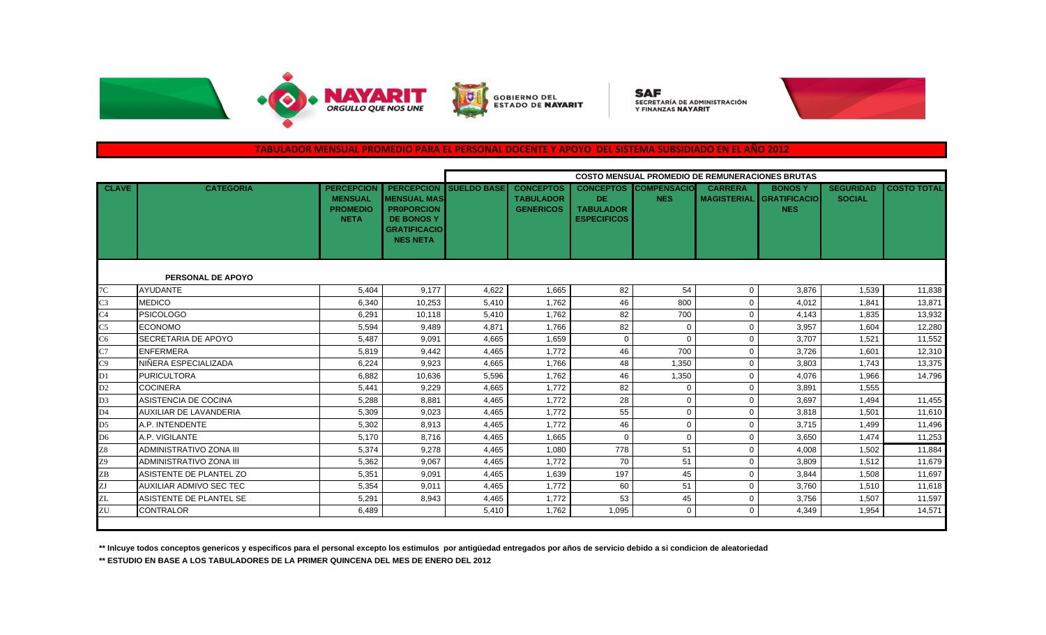## TABULADOR MENSUAL PROMEDIO PARA EL PERSONAL DOCENTE Y APOYO DEL SISTEMA SUBSIDIADO EN EL AÑO 2012

| CLAVE | CATEGORIA | PERCEPCION MENSUAL PROMEDIO NETA | PERCEPCION MENSUAL MAS PR0PORCION DE BONOS Y GRATIFICACIONES NETA | COSTO MENSUAL PROMEDIO DE REMUNERACIONES BRUTAS | | | | | | | |
|---|---|---|---|---|---|---|---|---|---|---|---|
| | | | | SUELDO BASE | CONCEPTOS TABULADOR GENERICOS | CONCEPTOS DE TABULADOR ESPECIFICOS | COMPENSACIONES | CARRERA MAGISTERIAL | BONOS Y GRATIFICACIONES | SEGURIDAD SOCIAL | COSTO TOTAL |
| | **PERSONAL DE APOYO** | | | | | | | | | | |
| 7C | AYUDANTE | 5,404 | 9,177 | 4,622 | 1,665 | 82 | 54 | 0 | 3,876 | 1,539 | 11,838 |
| C3 | MEDICO | 6,340 | 10,253 | 5,410 | 1,762 | 46 | 800 | 0 | 4,012 | 1,841 | 13,871 |
| C4 | PSICOLOGO | 6,291 | 10,118 | 5,410 | 1,762 | 82 | 700 | 0 | 4,143 | 1,835 | 13,932 |
| C5 | ECONOMO | 5,594 | 9,489 | 4,871 | 1,766 | 82 | 0 | 0 | 3,957 | 1,604 | 12,280 |
| C6 | SECRETARIA DE APOYO | 5,487 | 9,091 | 4,665 | 1,659 | 0 | 0 | 0 | 3,707 | 1,521 | 11,552 |
| C7 | ENFERMERA | 5,819 | 9,442 | 4,465 | 1,772 | 46 | 700 | 0 | 3,726 | 1,601 | 12,310 |
| C9 | NIÑERA ESPECIALIZADA | 6,224 | 9,923 | 4,665 | 1,766 | 48 | 1,350 | 0 | 3,803 | 1,743 | 13,375 |
| D1 | PURICULTORA | 6,882 | 10,636 | 5,596 | 1,762 | 46 | 1,350 | 0 | 4,076 | 1,966 | 14,796 |
| D2 | COCINERA | 5,441 | 9,229 | 4,665 | 1,772 | 82 | 0 | 0 | 3,891 | 1,555 | |
| D3 | ASISTENCIA DE COCINA | 5,288 | 8,881 | 4,465 | 1,772 | 28 | 0 | 0 | 3,697 | 1,494 | 11,455 |
| D4 | AUXILIAR DE LAVANDERIA | 5,309 | 9,023 | 4,465 | 1,772 | 55 | 0 | 0 | 3,818 | 1,501 | 11,610 |
| D5 | A.P. INTENDENTE | 5,302 | 8,913 | 4,465 | 1,772 | 46 | 0 | 0 | 3,715 | 1,499 | 11,496 |
| D6 | A.P. VIGILANTE | 5,170 | 8,716 | 4,465 | 1,665 | 0 | 0 | 0 | 3,650 | 1,474 | 11,253 |
| Z8 | ADMINISTRATIVO ZONA III | 5,374 | 9,278 | 4,465 | 1,080 | 778 | 51 | 0 | 4,008 | 1,502 | 11,884 |
| Z9 | ADMINISTRATIVO ZONA III | 5,362 | 9,067 | 4,465 | 1,772 | 70 | 51 | 0 | 3,809 | 1,512 | 11,679 |
| ZB | ASISTENTE DE PLANTEL ZO | 5,351 | 9,091 | 4,465 | 1,639 | 197 | 45 | 0 | 3,844 | 1,508 | 11,697 |
| ZJ | AUXILIAR ADMIVO SEC TEC | 5,354 | 9,011 | 4,465 | 1,772 | 60 | 51 | 0 | 3,760 | 1,510 | 11,618 |
| ZL | ASISTENTE DE PLANTEL SE | 5,291 | 8,943 | 4,465 | 1,772 | 53 | 45 | 0 | 3,756 | 1,507 | 11,597 |
| ZU | CONTRALOR | 6,489 | | 5,410 | 1,762 | 1,095 | 0 | 0 | 4,349 | 1,954 | 14,571 |

**\*\* Inlcuye todos conceptos genericos y especificos para el personal excepto los estimulos por antigüedad entregados por años de servicio debido a si condicion de aleatoriedad**

**\*\* ESTUDIO EN BASE A LOS TABULADORES DE LA PRIMER QUINCENA DEL MES DE ENERO DEL 2012**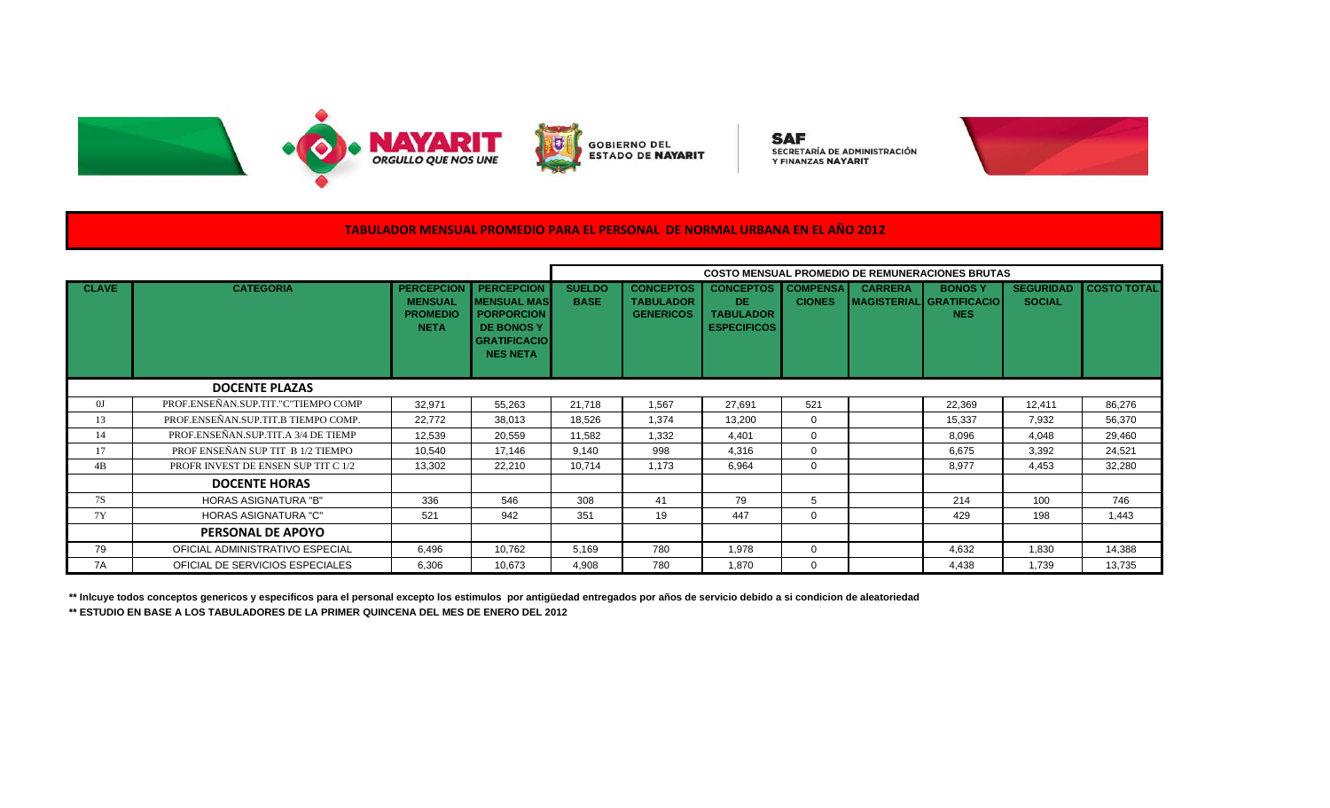NAYARIT ORGULLO QUE NOS UNE

GOBIERNO DEL ESTADO DE NAYARIT

SAF SECRETARÍA DE ADMINISTRACIÓN Y FINANZAS NAYARIT

## TABULADOR MENSUAL PROMEDIO PARA EL PERSONAL DE NORMAL URBANA EN EL AÑO 2012

| | | | | COSTO MENSUAL PROMEDIO DE REMUNERACIONES BRUTAS | | | | | | | |
|---|---|---|---|---|---|---|---|---|---|---|---|
| CLAVE | CATEGORIA | PERCEPCION MENSUAL PROMEDIO NETA | PERCEPCION MENSUAL MAS PORPORCION DE BONOS Y GRATIFICACIONES NETA | SUELDO BASE | CONCEPTOS TABULADOR GENERICOS | CONCEPTOS DE TABULADOR ESPECIFICOS | COMPENSACIONES | CARRERA MAGISTERIAL | BONOS Y GRATIFICACIONES | SEGURIDAD SOCIAL | COSTO TOTAL |
| **DOCENTE PLAZAS** | | | | | | | | | | | |
| 0J | PROF.ENSEÑAN.SUP.TIT."C"TIEMPO COMP | 32,971 | 55,263 | 21,718 | 1,567 | 27,691 | 521 | | 22,369 | 12,411 | 86,276 |
| 13 | PROF.ENSEÑAN.SUP.TIT.B TIEMPO COMP. | 22,772 | 38,013 | 18,526 | 1,374 | 13,200 | 0 | | 15,337 | 7,932 | 56,370 |
| 14 | PROF.ENSEÑAN.SUP.TIT.A 3/4 DE TIEMP | 12,539 | 20,559 | 11,582 | 1,332 | 4,401 | 0 | | 8,096 | 4,048 | 29,460 |
| 17 | PROF ENSEÑAN SUP TIT B 1/2 TIEMPO | 10,540 | 17,146 | 9,140 | 998 | 4,316 | 0 | | 6,675 | 3,392 | 24,521 |
| 4B | PROFR INVEST DE ENSEN SUP TIT C 1/2 | 13,302 | 22,210 | 10,714 | 1,173 | 6,964 | 0 | | 8,977 | 4,453 | 32,280 |
| | **DOCENTE HORAS** | | | | | | | | | | |
| 7S | HORAS ASIGNATURA "B" | 336 | 546 | 308 | 41 | 79 | 5 | | 214 | 100 | 746 |
| 7Y | HORAS ASIGNATURA "C" | 521 | 942 | 351 | 19 | 447 | 0 | | 429 | 198 | 1,443 |
| | **PERSONAL DE APOYO** | | | | | | | | | | |
| 79 | OFICIAL ADMINISTRATIVO ESPECIAL | 6,496 | 10,762 | 5,169 | 780 | 1,978 | 0 | | 4,632 | 1,830 | 14,388 |
| 7A | OFICIAL DE SERVICIOS ESPECIALES | 6,306 | 10,673 | 4,908 | 780 | 1,870 | 0 | | 4,438 | 1,739 | 13,735 |

**\*\* Inlcuye todos conceptos genericos y especificos para el personal excepto los estimulos por antigüedad entregados por años de servicio debido a si condicion de aleatoriedad**

**\*\* ESTUDIO EN BASE A LOS TABULADORES DE LA PRIMER QUINCENA DEL MES DE ENERO DEL 2012**